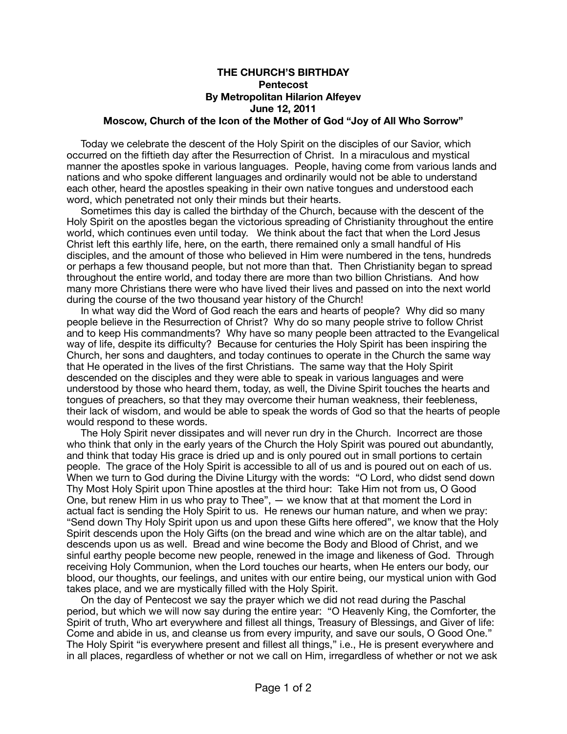**THE CHURCH'S BIRTHDAY**
**Pentecost**
**By Metropolitan Hilarion Alfeyev**
**June 12, 2011**
**Moscow, Church of the Icon of the Mother of God "Joy of All Who Sorrow"**

Today we celebrate the descent of the Holy Spirit on the disciples of our Savior, which occurred on the fiftieth day after the Resurrection of Christ. In a miraculous and mystical manner the apostles spoke in various languages. People, having come from various lands and nations and who spoke different languages and ordinarily would not be able to understand each other, heard the apostles speaking in their own native tongues and understood each word, which penetrated not only their minds but their hearts.

Sometimes this day is called the birthday of the Church, because with the descent of the Holy Spirit on the apostles began the victorious spreading of Christianity throughout the entire world, which continues even until today. We think about the fact that when the Lord Jesus Christ left this earthly life, here, on the earth, there remained only a small handful of His disciples, and the amount of those who believed in Him were numbered in the tens, hundreds or perhaps a few thousand people, but not more than that. Then Christianity began to spread throughout the entire world, and today there are more than two billion Christians. And how many more Christians there were who have lived their lives and passed on into the next world during the course of the two thousand year history of the Church!

In what way did the Word of God reach the ears and hearts of people? Why did so many people believe in the Resurrection of Christ? Why do so many people strive to follow Christ and to keep His commandments? Why have so many people been attracted to the Evangelical way of life, despite its difficulty? Because for centuries the Holy Spirit has been inspiring the Church, her sons and daughters, and today continues to operate in the Church the same way that He operated in the lives of the first Christians. The same way that the Holy Spirit descended on the disciples and they were able to speak in various languages and were understood by those who heard them, today, as well, the Divine Spirit touches the hearts and tongues of preachers, so that they may overcome their human weakness, their feebleness, their lack of wisdom, and would be able to speak the words of God so that the hearts of people would respond to these words.

The Holy Spirit never dissipates and will never run dry in the Church. Incorrect are those who think that only in the early years of the Church the Holy Spirit was poured out abundantly, and think that today His grace is dried up and is only poured out in small portions to certain people. The grace of the Holy Spirit is accessible to all of us and is poured out on each of us. When we turn to God during the Divine Liturgy with the words: "O Lord, who didst send down Thy Most Holy Spirit upon Thine apostles at the third hour: Take Him not from us, O Good One, but renew Him in us who pray to Thee", — we know that at that moment the Lord in actual fact is sending the Holy Spirit to us. He renews our human nature, and when we pray: "Send down Thy Holy Spirit upon us and upon these Gifts here offered", we know that the Holy Spirit descends upon the Holy Gifts (on the bread and wine which are on the altar table), and descends upon us as well. Bread and wine become the Body and Blood of Christ, and we sinful earthy people become new people, renewed in the image and likeness of God. Through receiving Holy Communion, when the Lord touches our hearts, when He enters our body, our blood, our thoughts, our feelings, and unites with our entire being, our mystical union with God takes place, and we are mystically filled with the Holy Spirit.

On the day of Pentecost we say the prayer which we did not read during the Paschal period, but which we will now say during the entire year: "O Heavenly King, the Comforter, the Spirit of truth, Who art everywhere and fillest all things, Treasury of Blessings, and Giver of life: Come and abide in us, and cleanse us from every impurity, and save our souls, O Good One." The Holy Spirit "is everywhere present and fillest all things," i.e., He is present everywhere and in all places, regardless of whether or not we call on Him, irregardless of whether or not we ask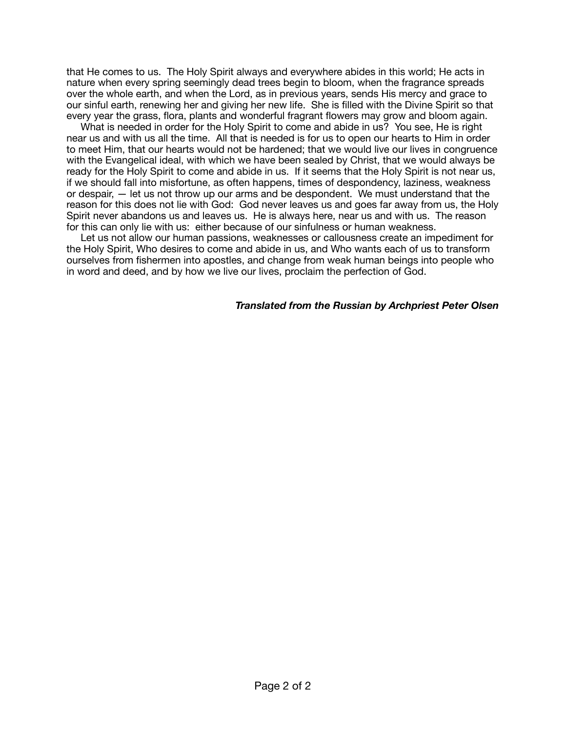that He comes to us. The Holy Spirit always and everywhere abides in this world; He acts in nature when every spring seemingly dead trees begin to bloom, when the fragrance spreads over the whole earth, and when the Lord, as in previous years, sends His mercy and grace to our sinful earth, renewing her and giving her new life. She is filled with the Divine Spirit so that every year the grass, flora, plants and wonderful fragrant flowers may grow and bloom again.

What is needed in order for the Holy Spirit to come and abide in us? You see, He is right near us and with us all the time. All that is needed is for us to open our hearts to Him in order to meet Him, that our hearts would not be hardened; that we would live our lives in congruence with the Evangelical ideal, with which we have been sealed by Christ, that we would always be ready for the Holy Spirit to come and abide in us. If it seems that the Holy Spirit is not near us, if we should fall into misfortune, as often happens, times of despondency, laziness, weakness or despair, — let us not throw up our arms and be despondent. We must understand that the reason for this does not lie with God: God never leaves us and goes far away from us, the Holy Spirit never abandons us and leaves us. He is always here, near us and with us. The reason for this can only lie with us: either because of our sinfulness or human weakness.

Let us not allow our human passions, weaknesses or callousness create an impediment for the Holy Spirit, Who desires to come and abide in us, and Who wants each of us to transform ourselves from fishermen into apostles, and change from weak human beings into people who in word and deed, and by how we live our lives, proclaim the perfection of God.

***Translated from the Russian by Archpriest Peter Olsen***